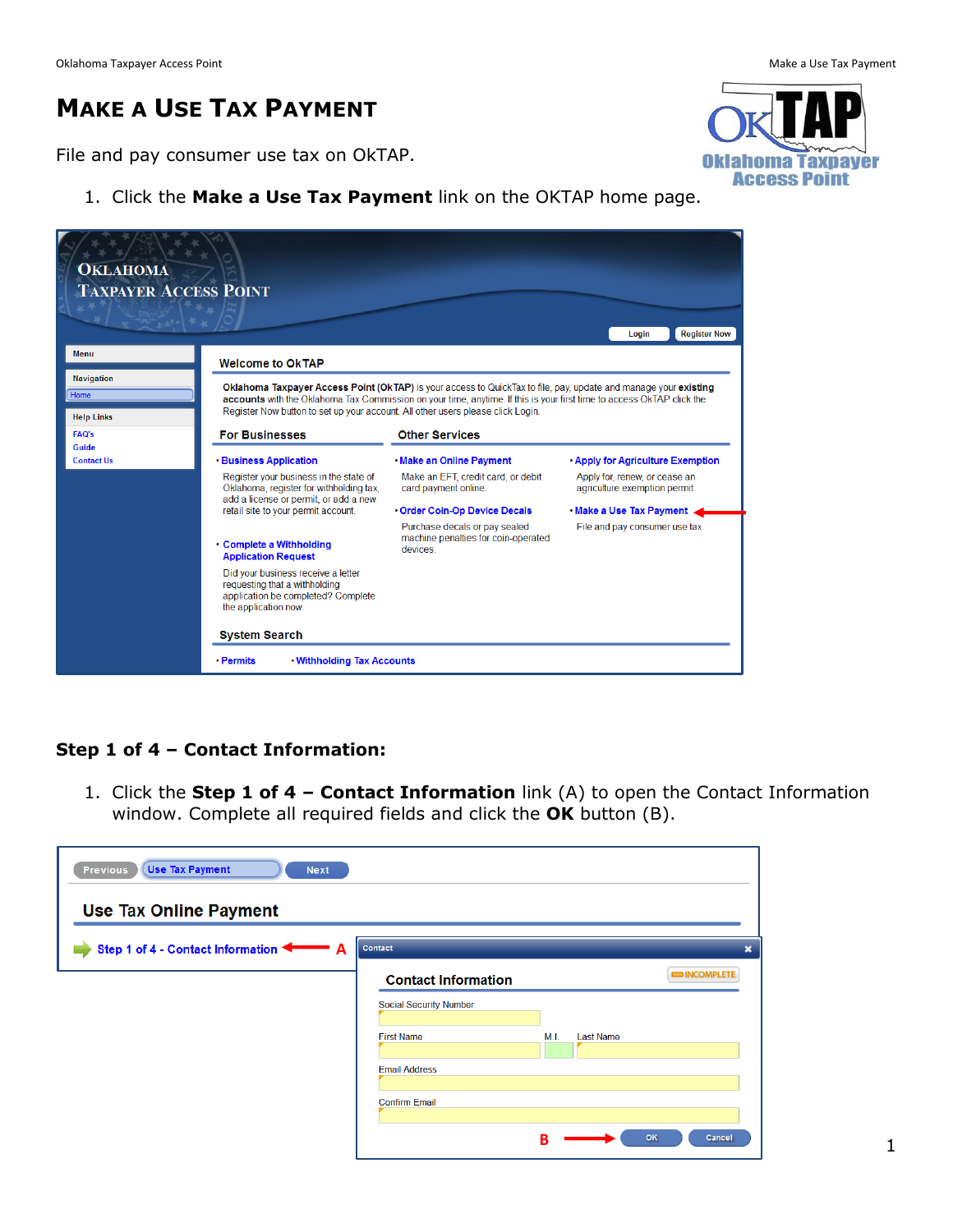# MAKE A USE TAX PAYMENT

File and pay consumer use tax on OkTAP.

1. Click the **Make a Use Tax Payment** link on the OKTAP home page.

## Step 1 of 4 – Contact Information:

1. Click the **Step 1 of 4 – Contact Information** link (A) to open the Contact Information window. Complete all required fields and click the **OK** button (B).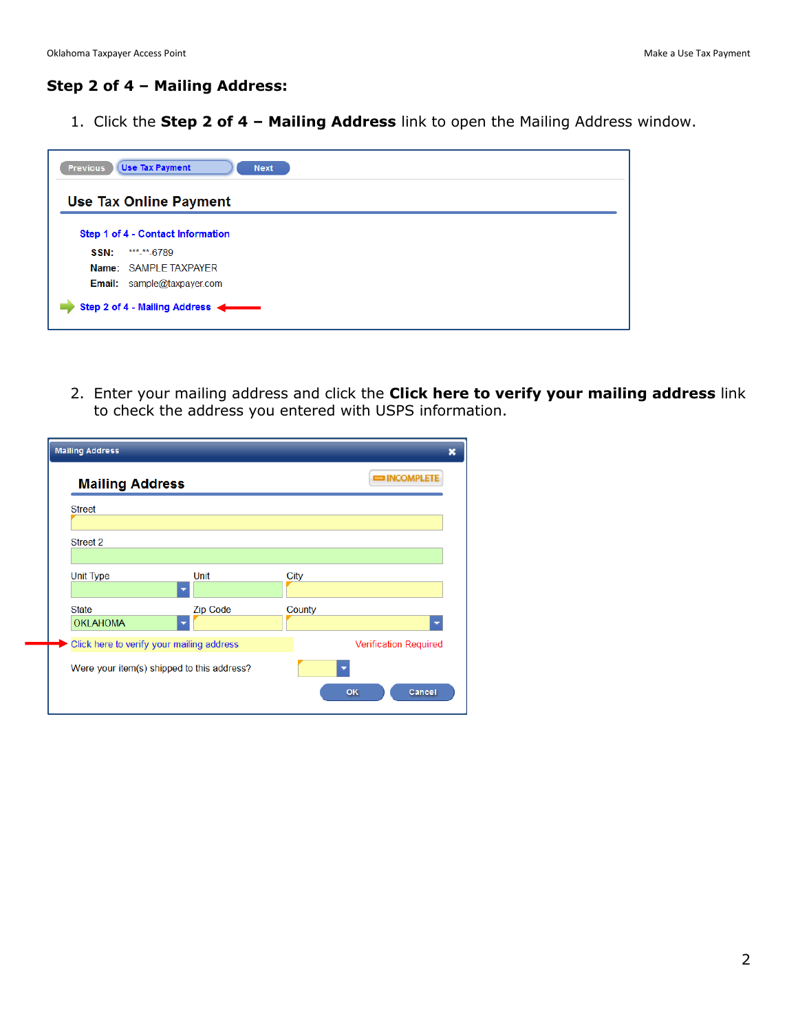## Step 2 of 4 – Mailing Address:

1. Click the **Step 2 of 4 – Mailing Address** link to open the Mailing Address window.

2. Enter your mailing address and click the **Click here to verify your mailing address** link to check the address you entered with USPS information.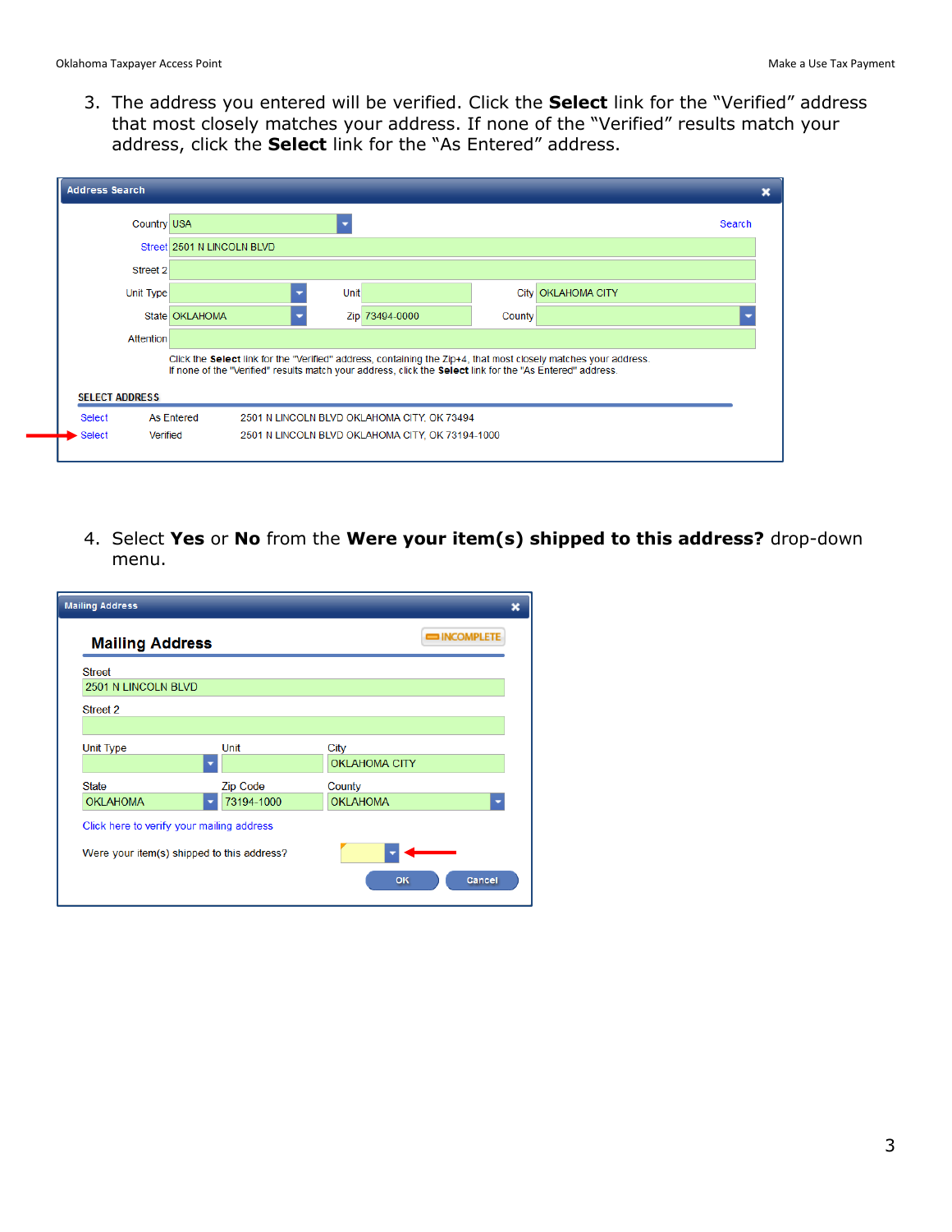3. The address you entered will be verified. Click the **Select** link for the "Verified" address that most closely matches your address. If none of the "Verified" results match your address, click the **Select** link for the "As Entered" address.

4. Select **Yes** or **No** from the **Were your item(s) shipped to this address?** drop-down menu.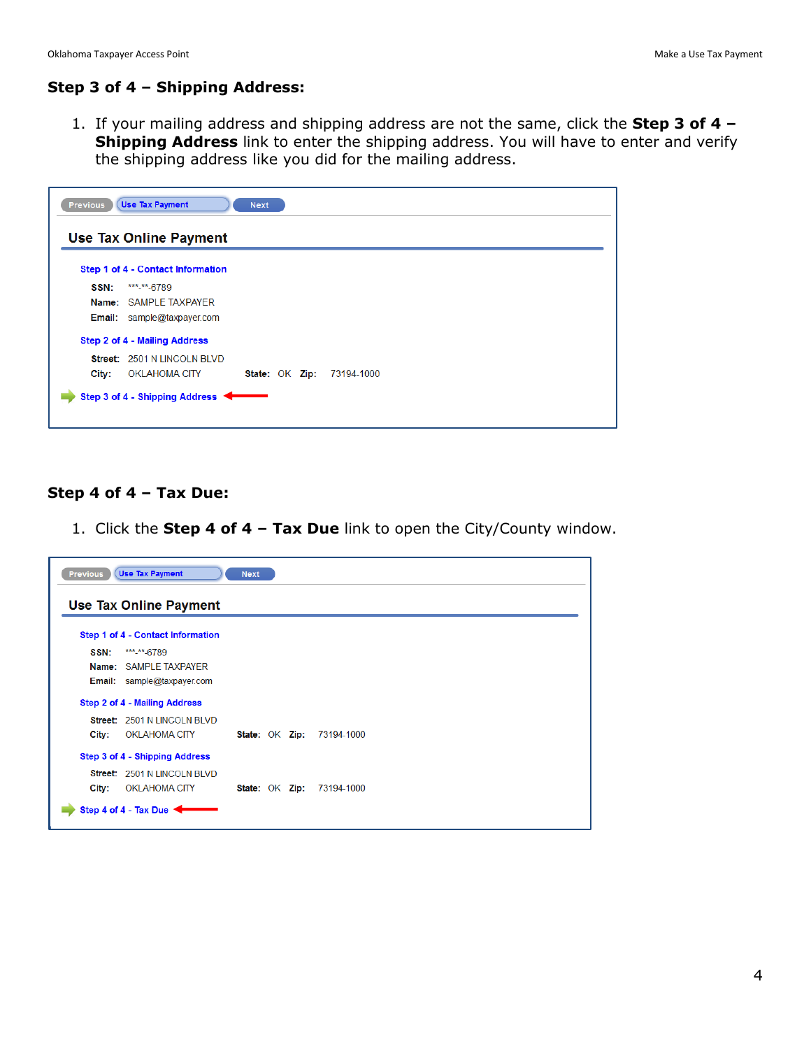## Step 3 of 4 – Shipping Address:

1. If your mailing address and shipping address are not the same, click the **Step 3 of 4 – Shipping Address** link to enter the shipping address. You will have to enter and verify the shipping address like you did for the mailing address.

Previous | Use Tax Payment | Next

**Use Tax Online Payment**

Step 1 of 4 - Contact Information

**SSN:** \*\*\*-\*\*-6789
**Name:** SAMPLE TAXPAYER
**Email:** sample@taxpayer.com

Step 2 of 4 - Mailing Address

**Street:** 2501 N LINCOLN BLVD
**City:** OKLAHOMA CITY **State:** OK **Zip:** 73194-1000

Step 3 of 4 - Shipping Address

## Step 4 of 4 – Tax Due:

1. Click the **Step 4 of 4 – Tax Due** link to open the City/County window.

Previous | Use Tax Payment | Next

**Use Tax Online Payment**

Step 1 of 4 - Contact Information

**SSN:** \*\*\*-\*\*-6789
**Name:** SAMPLE TAXPAYER
**Email:** sample@taxpayer.com

Step 2 of 4 - Mailing Address

**Street:** 2501 N LINCOLN BLVD
**City:** OKLAHOMA CITY **State:** OK **Zip:** 73194-1000

Step 3 of 4 - Shipping Address

**Street:** 2501 N LINCOLN BLVD
**City:** OKLAHOMA CITY **State:** OK **Zip:** 73194-1000

Step 4 of 4 - Tax Due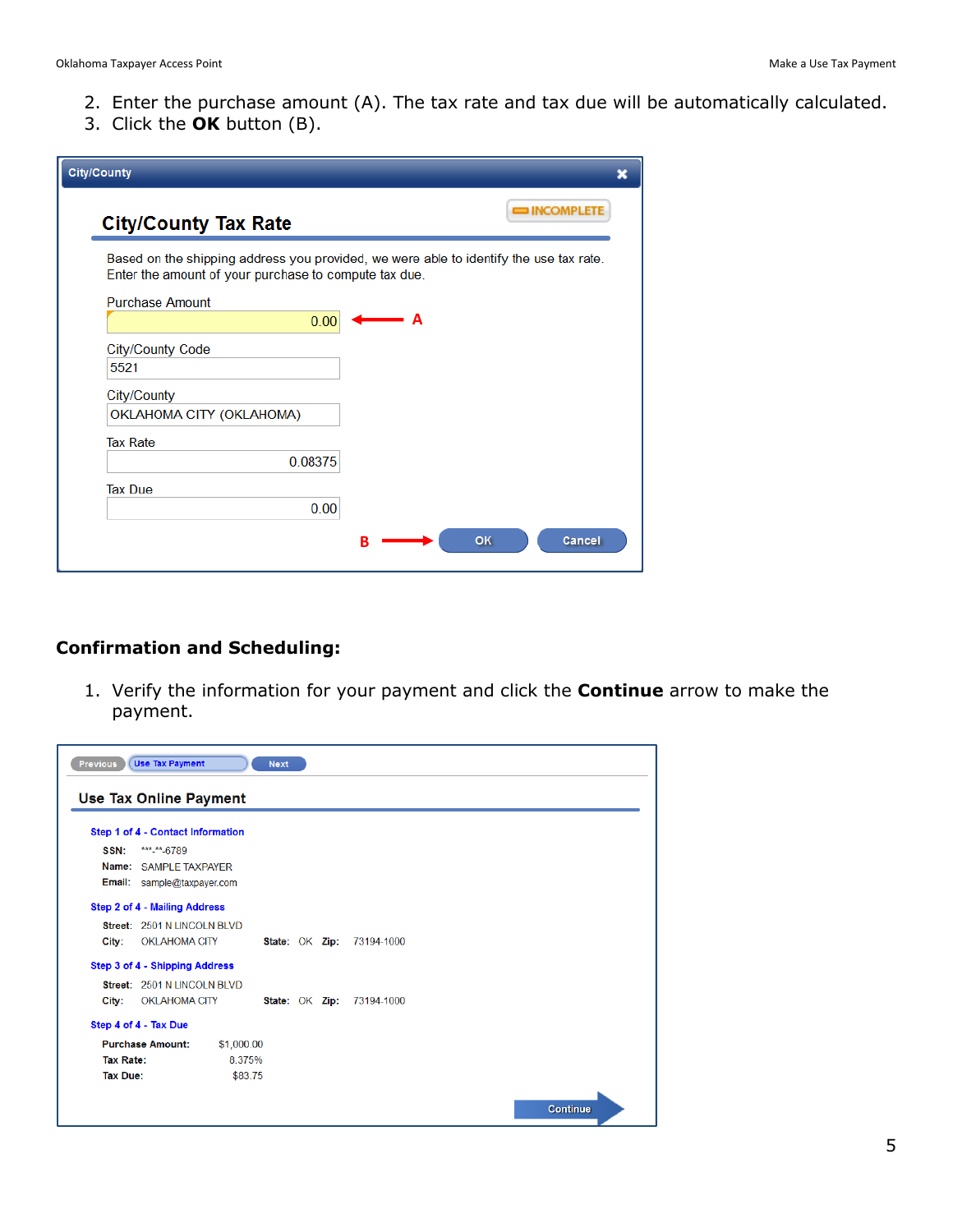2. Enter the purchase amount (A). The tax rate and tax due will be automatically calculated.
3. Click the **OK** button (B).

City/County

INCOMPLETE

**City/County Tax Rate**

Based on the shipping address you provided, we were able to identify the use tax rate. Enter the amount of your purchase to compute tax due.

Purchase Amount
0.00 ← A

City/County Code
5521

City/County
OKLAHOMA CITY (OKLAHOMA)

Tax Rate
0.08375

Tax Due
0.00

B → OK | Cancel

## Confirmation and Scheduling:

1. Verify the information for your payment and click the **Continue** arrow to make the payment.

Previous | Use Tax Payment | Next

**Use Tax Online Payment**

**Step 1 of 4 - Contact Information**

**SSN:** ***-**-6789
**Name:** SAMPLE TAXPAYER
**Email:** sample@taxpayer.com

**Step 2 of 4 - Mailing Address**

**Street:** 2501 N LINCOLN BLVD
**City:** OKLAHOMA CITY **State:** OK **Zip:** 73194-1000

**Step 3 of 4 - Shipping Address**

**Street:** 2501 N LINCOLN BLVD
**City:** OKLAHOMA CITY **State:** OK **Zip:** 73194-1000

**Step 4 of 4 - Tax Due**

**Purchase Amount:** $1,000.00
**Tax Rate:** 8.375%
**Tax Due:** $83.75

Continue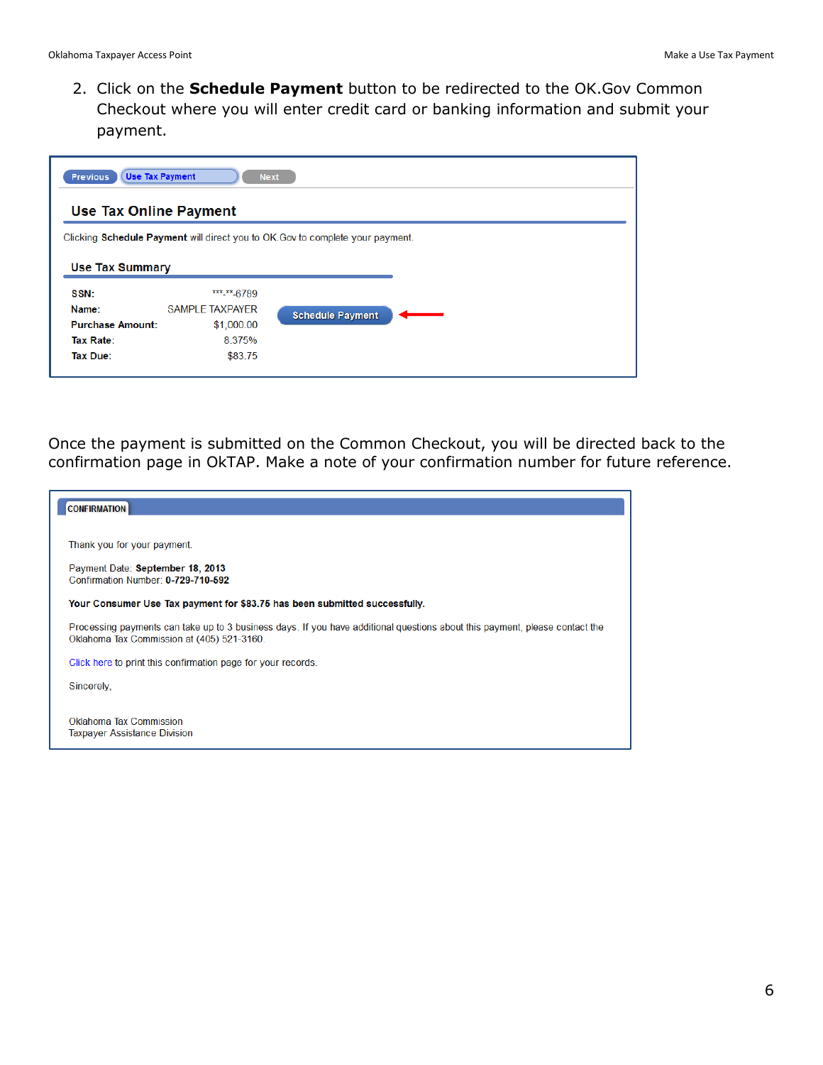2. Click on the **Schedule Payment** button to be redirected to the OK.Gov Common Checkout where you will enter credit card or banking information and submit your payment.

Previous | Use Tax Payment | Next

## Use Tax Online Payment

Clicking **Schedule Payment** will direct you to OK.Gov to complete your payment.

### Use Tax Summary

| | |
|---|---|
| **SSN:** | \*\*\*-\*\*-6789 |
| **Name:** | SAMPLE TAXPAYER |
| **Purchase Amount:** | $1,000.00 |
| **Tax Rate:** | 8.375% |
| **Tax Due:** | $83.75 |

Schedule Payment

Once the payment is submitted on the Common Checkout, you will be directed back to the confirmation page in OkTAP. Make a note of your confirmation number for future reference.

CONFIRMATION

Thank you for your payment.

Payment Date: **September 18, 2013**
Confirmation Number: **0-729-710-592**

**Your Consumer Use Tax payment for $83.75 has been submitted successfully.**

Processing payments can take up to 3 business days. If you have additional questions about this payment, please contact the Oklahoma Tax Commission at (405) 521-3160.

Click here to print this confirmation page for your records.

Sincerely,

Oklahoma Tax Commission
Taxpayer Assistance Division